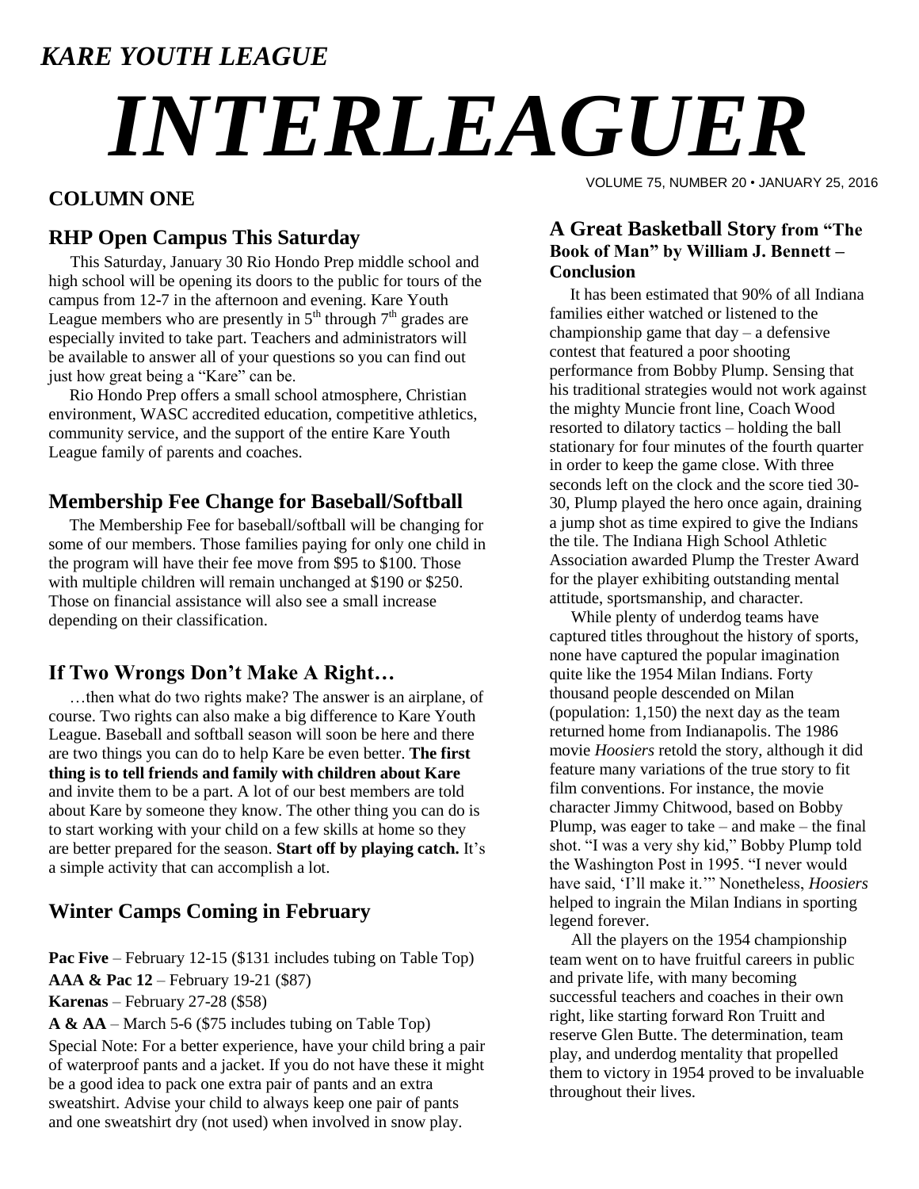*KARE YOUTH LEAGUE*

# *INTERLEAGUER*

VOLUME 75, NUMBER 20 • JANUARY 25, 2016

## COLUMN ONE

### RHP Open Campus This Saturday

This Saturday, January 30 Rio Hondo Prep middle school and high school will be opening its doors to the public for tours of the campus from 12-7 in the afternoon and evening. Kare Youth League members who are presently in 5th through 7th grades are especially invited to take part. Teachers and administrators will be available to answer all of your questions so you can find out just how great being a "Kare" can be.

Rio Hondo Prep offers a small school atmosphere, Christian environment, WASC accredited education, competitive athletics, community service, and the support of the entire Kare Youth League family of parents and coaches.

### Membership Fee Change for Baseball/Softball

The Membership Fee for baseball/softball will be changing for some of our members. Those families paying for only one child in the program will have their fee move from $95 to $100. Those with multiple children will remain unchanged at $190 or $250. Those on financial assistance will also see a small increase depending on their classification.

### If Two Wrongs Don't Make A Right…

…then what do two rights make? The answer is an airplane, of course. Two rights can also make a big difference to Kare Youth League. Baseball and softball season will soon be here and there are two things you can do to help Kare be even better. **The first thing is to tell friends and family with children about Kare** and invite them to be a part. A lot of our best members are told about Kare by someone they know. The other thing you can do is to start working with your child on a few skills at home so they are better prepared for the season. **Start off by playing catch.** It's a simple activity that can accomplish a lot.

### Winter Camps Coming in February

**Pac Five** – February 12-15 ($131 includes tubing on Table Top)

**AAA & Pac 12** – February 19-21 ($87)

**Karenas** – February 27-28 ($58)

**A & AA** – March 5-6 ($75 includes tubing on Table Top)

Special Note: For a better experience, have your child bring a pair of waterproof pants and a jacket. If you do not have these it might be a good idea to pack one extra pair of pants and an extra sweatshirt. Advise your child to always keep one pair of pants and one sweatshirt dry (not used) when involved in snow play.

### A Great Basketball Story from "The Book of Man" by William J. Bennett – Conclusion

It has been estimated that 90% of all Indiana families either watched or listened to the championship game that day – a defensive contest that featured a poor shooting performance from Bobby Plump. Sensing that his traditional strategies would not work against the mighty Muncie front line, Coach Wood resorted to dilatory tactics – holding the ball stationary for four minutes of the fourth quarter in order to keep the game close. With three seconds left on the clock and the score tied 30-30, Plump played the hero once again, draining a jump shot as time expired to give the Indians the tile. The Indiana High School Athletic Association awarded Plump the Trester Award for the player exhibiting outstanding mental attitude, sportsmanship, and character.

While plenty of underdog teams have captured titles throughout the history of sports, none have captured the popular imagination quite like the 1954 Milan Indians. Forty thousand people descended on Milan (population: 1,150) the next day as the team returned home from Indianapolis. The 1986 movie *Hoosiers* retold the story, although it did feature many variations of the true story to fit film conventions. For instance, the movie character Jimmy Chitwood, based on Bobby Plump, was eager to take – and make – the final shot. "I was a very shy kid," Bobby Plump told the Washington Post in 1995. "I never would have said, 'I'll make it.'" Nonetheless, *Hoosiers* helped to ingrain the Milan Indians in sporting legend forever.

All the players on the 1954 championship team went on to have fruitful careers in public and private life, with many becoming successful teachers and coaches in their own right, like starting forward Ron Truitt and reserve Glen Butte. The determination, team play, and underdog mentality that propelled them to victory in 1954 proved to be invaluable throughout their lives.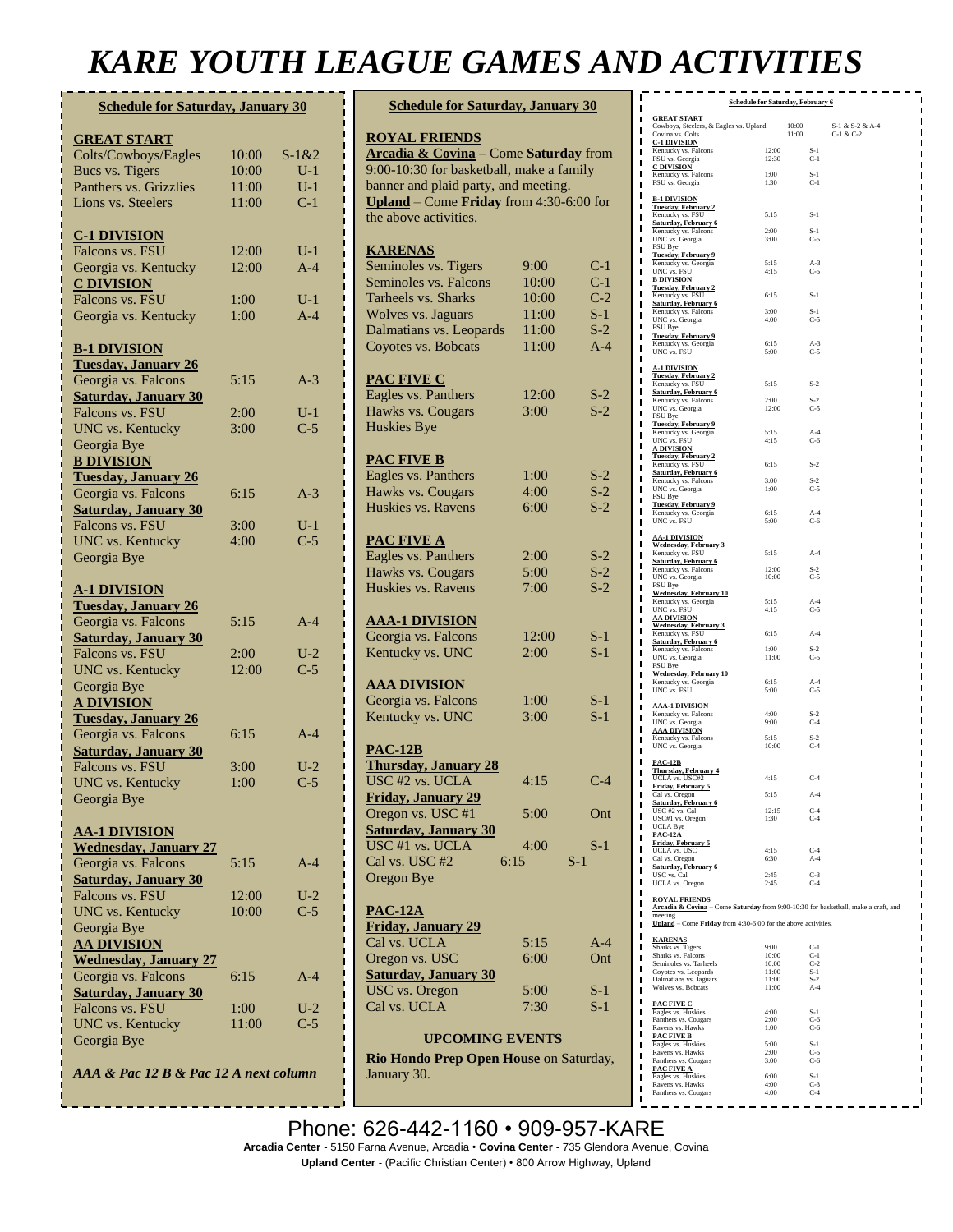# KARE YOUTH LEAGUE GAMES AND ACTIVITIES

## Schedule for Saturday, January 30

**GREAT START**

| | | |
|---|---|---|
| Colts/Cowboys/Eagles | 10:00 | S-1&2 |
| Bucs vs. Tigers | 10:00 | U-1 |
| Panthers vs. Grizzlies | 11:00 | U-1 |
| Lions vs. Steelers | 11:00 | C-1 |

**C-1 DIVISION**

| | | |
|---|---|---|
| Falcons vs. FSU | 12:00 | U-1 |
| Georgia vs. Kentucky | 12:00 | A-4 |

**C DIVISION**

| | | |
|---|---|---|
| Falcons vs. FSU | 1:00 | U-1 |
| Georgia vs. Kentucky | 1:00 | A-4 |

**B-1 DIVISION**

| | | |
|---|---|---|
| **Tuesday, January 26** | | |
| Georgia vs. Falcons | 5:15 | A-3 |
| **Saturday, January 30** | | |
| Falcons vs. FSU | 2:00 | U-1 |
| UNC vs. Kentucky | 3:00 | C-5 |
| Georgia Bye | | |

**B DIVISION**

| | | |
|---|---|---|
| **Tuesday, January 26** | | |
| Georgia vs. Falcons | 6:15 | A-3 |
| **Saturday, January 30** | | |
| Falcons vs. FSU | 3:00 | U-1 |
| UNC vs. Kentucky | 4:00 | C-5 |
| Georgia Bye | | |

**A-1 DIVISION**

| | | |
|---|---|---|
| **Tuesday, January 26** | | |
| Georgia vs. Falcons | 5:15 | A-4 |
| **Saturday, January 30** | | |
| Falcons vs. FSU | 2:00 | U-2 |
| UNC vs. Kentucky | 12:00 | C-5 |
| Georgia Bye | | |

**A DIVISION**

| | | |
|---|---|---|
| **Tuesday, January 26** | | |
| Georgia vs. Falcons | 6:15 | A-4 |
| **Saturday, January 30** | | |
| Falcons vs. FSU | 3:00 | U-2 |
| UNC vs. Kentucky | 1:00 | C-5 |
| Georgia Bye | | |

**AA-1 DIVISION**

| | | |
|---|---|---|
| **Wednesday, January 27** | | |
| Georgia vs. Falcons | 5:15 | A-4 |
| **Saturday, January 30** | | |
| Falcons vs. FSU | 12:00 | U-2 |
| UNC vs. Kentucky | 10:00 | C-5 |
| Georgia Bye | | |

**AA DIVISION**

| | | |
|---|---|---|
| **Wednesday, January 27** | | |
| Georgia vs. Falcons | 6:15 | A-4 |
| **Saturday, January 30** | | |
| Falcons vs. FSU | 1:00 | U-2 |
| UNC vs. Kentucky | 11:00 | C-5 |
| Georgia Bye | | |

*AAA & Pac 12 B & Pac 12 A next column*

## Schedule for Saturday, January 30

**ROYAL FRIENDS**

**Arcadia & Covina** – Come **Saturday** from 9:00-10:30 for basketball, make a family banner and plaid party, and meeting.

**Upland** – Come **Friday** from 4:30-6:00 for the above activities.

**KARENAS**

| | | |
|---|---|---|
| Seminoles vs. Tigers | 9:00 | C-1 |
| Seminoles vs. Falcons | 10:00 | C-1 |
| Tarheels vs. Sharks | 10:00 | C-2 |
| Wolves vs. Jaguars | 11:00 | S-1 |
| Dalmatians vs. Leopards | 11:00 | S-2 |
| Coyotes vs. Bobcats | 11:00 | A-4 |

**PAC FIVE C**

| | | |
|---|---|---|
| Eagles vs. Panthers | 12:00 | S-2 |
| Hawks vs. Cougars | 3:00 | S-2 |
| Huskies Bye | | |

**PAC FIVE B**

| | | |
|---|---|---|
| Eagles vs. Panthers | 1:00 | S-2 |
| Hawks vs. Cougars | 4:00 | S-2 |
| Huskies vs. Ravens | 6:00 | S-2 |

**PAC FIVE A**

| | | |
|---|---|---|
| Eagles vs. Panthers | 2:00 | S-2 |
| Hawks vs. Cougars | 5:00 | S-2 |
| Huskies vs. Ravens | 7:00 | S-2 |

**AAA-1 DIVISION**

| | | |
|---|---|---|
| Georgia vs. Falcons | 12:00 | S-1 |
| Kentucky vs. UNC | 2:00 | S-1 |

**AAA DIVISION**

| | | |
|---|---|---|
| Georgia vs. Falcons | 1:00 | S-1 |
| Kentucky vs. UNC | 3:00 | S-1 |

**PAC-12B**

| | | |
|---|---|---|
| **Thursday, January 28** | | |
| USC #2 vs. UCLA | 4:15 | C-4 |
| **Friday, January 29** | | |
| Oregon vs. USC #1 | 5:00 | Ont |
| **Saturday, January 30** | | |
| USC #1 vs. UCLA | 4:00 | S-1 |
| Cal vs. USC #2 | 6:15 | S-1 |
| Oregon Bye | | |

**PAC-12A**

| | | |
|---|---|---|
| **Friday, January 29** | | |
| Cal vs. UCLA | 5:15 | A-4 |
| Oregon vs. USC | 6:00 | Ont |
| **Saturday, January 30** | | |
| USC vs. Oregon | 5:00 | S-1 |
| Cal vs. UCLA | 7:30 | S-1 |

**UPCOMING EVENTS**

**Rio Hondo Prep Open House** on Saturday, January 30.

## Schedule for Saturday, February 6

**GREAT START**

| | | |
|---|---|---|
| Cowboys, Steelers, & Eagles vs. Upland | 10:00 | S-1 & S-2 & A-4 |
| Covina vs. Colts | 11:00 | C-1 & C-2 |

**C-1 DIVISION**

| | | |
|---|---|---|
| Kentucky vs. Falcons | 12:00 | S-1 |
| FSU vs. Georgia | 12:30 | C-1 |

**C DIVISION**

| | | |
|---|---|---|
| Kentucky vs. Falcons | 1:00 | S-1 |
| FSU vs. Georgia | 1:30 | C-1 |

**B-1 DIVISION**

| | | |
|---|---|---|
| **Tuesday, February 2** | | |
| Kentucky vs. FSU | 5:15 | S-1 |
| **Saturday, February 6** | | |
| Kentucky vs. Falcons | 2:00 | S-1 |
| UNC vs. Georgia | 3:00 | C-5 |
| FSU Bye | | |
| **Tuesday, February 9** | | |
| Kentucky vs. Georgia | 5:15 | A-3 |
| UNC vs. FSU | 4:15 | C-5 |

**B DIVISION**

| | | |
|---|---|---|
| **Tuesday, February 2** | | |
| Kentucky vs. FSU | 6:15 | S-1 |
| **Saturday, February 6** | | |
| Kentucky vs. Falcons | 3:00 | S-1 |
| UNC vs. Georgia | 4:00 | C-5 |
| FSU Bye | | |
| **Tuesday, February 9** | | |
| Kentucky vs. Georgia | 6:15 | A-3 |
| UNC vs. FSU | 5:00 | C-5 |

**A-1 DIVISION**

| | | |
|---|---|---|
| **Tuesday, February 2** | | |
| Kentucky vs. FSU | 5:15 | S-2 |
| **Saturday, February 6** | | |
| Kentucky vs. Falcons | 2:00 | S-2 |
| UNC vs. Georgia | 12:00 | C-5 |
| FSU Bye | | |
| **Tuesday, February 9** | | |
| Kentucky vs. Georgia | 5:15 | A-4 |
| UNC vs. FSU | 4:15 | C-6 |

**A DIVISION**

| | | |
|---|---|---|
| **Tuesday, February 2** | | |
| Kentucky vs. FSU | 6:15 | S-2 |
| **Saturday, February 6** | | |
| Kentucky vs. Falcons | 3:00 | S-2 |
| UNC vs. Georgia | 1:00 | C-5 |
| FSU Bye | | |
| **Tuesday, February 9** | | |
| Kentucky vs. Georgia | 6:15 | A-4 |
| UNC vs. FSU | 5:00 | C-6 |

**AA-1 DIVISION**

| | | |
|---|---|---|
| **Wednesday, February 3** | | |
| Kentucky vs. FSU | 5:15 | A-4 |
| **Saturday, February 6** | | |
| Kentucky vs. Falcons | 12:00 | S-2 |
| UNC vs. Georgia | 10:00 | C-5 |
| FSU Bye | | |
| **Wednesday, February 10** | | |
| Kentucky vs. Georgia | 5:15 | A-4 |
| UNC vs. FSU | 4:15 | C-5 |

**AA DIVISION**

| | | |
|---|---|---|
| **Wednesday, February 3** | | |
| Kentucky vs. FSU | 6:15 | A-4 |
| **Saturday, February 6** | | |
| Kentucky vs. Falcons | 1:00 | S-2 |
| UNC vs. Georgia | 11:00 | C-5 |
| FSU Bye | | |
| **Wednesday, February 10** | | |
| Kentucky vs. Georgia | 6:15 | A-4 |
| UNC vs. FSU | 5:00 | C-5 |

**AAA-1 DIVISION**

| | | |
|---|---|---|
| Kentucky vs. Falcons | 4:00 | S-2 |
| UNC vs. Georgia | 9:00 | C-4 |

**AAA DIVISION**

| | | |
|---|---|---|
| Kentucky vs. Falcons | 5:15 | S-2 |
| UNC vs. Georgia | 10:00 | C-4 |

**PAC-12B**

| | | |
|---|---|---|
| **Thursday, February 4** | | |
| UCLA vs. USC#2 | 4:15 | C-4 |
| **Friday, February 5** | | |
| Cal vs. Oregon | 5:15 | A-4 |
| **Saturday, February 6** | | |
| USC #2 vs. Cal | 12:15 | C-4 |
| USC#1 vs. Oregon | 1:30 | C-4 |
| UCLA Bye | | |

**PAC-12A**

| | | |
|---|---|---|
| **Friday, February 5** | | |
| UCLA vs. USC | 4:15 | C-4 |
| Cal vs. Oregon | 6:30 | A-4 |
| **Saturday, February 6** | | |
| USC vs. Cal | 2:45 | C-3 |
| UCLA vs. Oregon | 2:45 | C-4 |

**ROYAL FRIENDS**

**Arcadia & Covina** – Come **Saturday** from 9:00-10:30 for basketball, make a craft, and meeting.

**Upland** – Come **Friday** from 4:30-6:00 for the above activities.

**KARENAS**

| | | |
|---|---|---|
| Sharks vs. Tigers | 9:00 | C-1 |
| Sharks vs. Falcons | 10:00 | C-1 |
| Seminoles vs. Tarheels | 10:00 | C-2 |
| Coyotes vs. Leopards | 11:00 | S-1 |
| Dalmatians vs. Jaguars | 11:00 | S-2 |
| Wolves vs. Bobcats | 11:00 | A-4 |

**PAC FIVE C**

| | | |
|---|---|---|
| Eagles vs. Huskies | 4:00 | S-1 |
| Panthers vs. Cougars | 2:00 | C-6 |
| Ravens vs. Hawks | 1:00 | C-6 |

**PAC FIVE B**

| | | |
|---|---|---|
| Eagles vs. Huskies | 5:00 | S-1 |
| Ravens vs. Hawks | 2:00 | C-5 |
| Panthers vs. Cougars | 3:00 | C-6 |

**PAC FIVE A**

| | | |
|---|---|---|
| Eagles vs. Huskies | 6:00 | S-1 |
| Ravens vs. Hawks | 4:00 | C-3 |
| Panthers vs. Cougars | 4:00 | C-4 |

Phone: 626-442-1160 • 909-957-KARE

**Arcadia Center** - 5150 Farna Avenue, Arcadia • **Covina Center** - 735 Glendora Avenue, Covina

**Upland Center** - (Pacific Christian Center) • 800 Arrow Highway, Upland